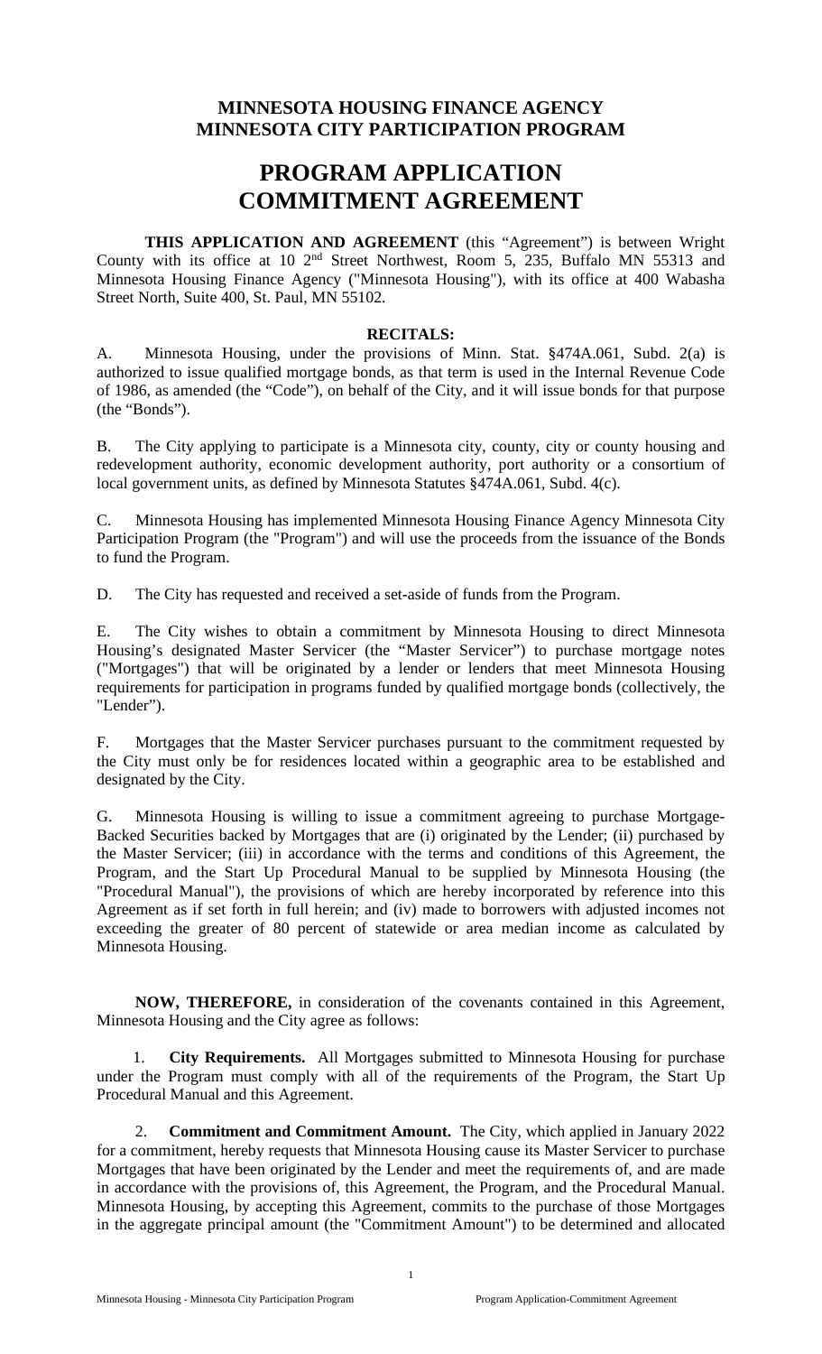**MINNESOTA HOUSING FINANCE AGENCY**
**MINNESOTA CITY PARTICIPATION PROGRAM**

# PROGRAM APPLICATION COMMITMENT AGREEMENT

**THIS APPLICATION AND AGREEMENT** (this "Agreement") is between Wright County with its office at 10 2nd Street Northwest, Room 5, 235, Buffalo MN 55313 and Minnesota Housing Finance Agency ("Minnesota Housing"), with its office at 400 Wabasha Street North, Suite 400, St. Paul, MN 55102.

**RECITALS:**

A. Minnesota Housing, under the provisions of Minn. Stat. §474A.061, Subd. 2(a) is authorized to issue qualified mortgage bonds, as that term is used in the Internal Revenue Code of 1986, as amended (the "Code"), on behalf of the City, and it will issue bonds for that purpose (the "Bonds").

B. The City applying to participate is a Minnesota city, county, city or county housing and redevelopment authority, economic development authority, port authority or a consortium of local government units, as defined by Minnesota Statutes §474A.061, Subd. 4(c).

C. Minnesota Housing has implemented Minnesota Housing Finance Agency Minnesota City Participation Program (the "Program") and will use the proceeds from the issuance of the Bonds to fund the Program.

D. The City has requested and received a set-aside of funds from the Program.

E. The City wishes to obtain a commitment by Minnesota Housing to direct Minnesota Housing's designated Master Servicer (the "Master Servicer") to purchase mortgage notes ("Mortgages") that will be originated by a lender or lenders that meet Minnesota Housing requirements for participation in programs funded by qualified mortgage bonds (collectively, the "Lender").

F. Mortgages that the Master Servicer purchases pursuant to the commitment requested by the City must only be for residences located within a geographic area to be established and designated by the City.

G. Minnesota Housing is willing to issue a commitment agreeing to purchase Mortgage-Backed Securities backed by Mortgages that are (i) originated by the Lender; (ii) purchased by the Master Servicer; (iii) in accordance with the terms and conditions of this Agreement, the Program, and the Start Up Procedural Manual to be supplied by Minnesota Housing (the "Procedural Manual"), the provisions of which are hereby incorporated by reference into this Agreement as if set forth in full herein; and (iv) made to borrowers with adjusted incomes not exceeding the greater of 80 percent of statewide or area median income as calculated by Minnesota Housing.

**NOW, THEREFORE,** in consideration of the covenants contained in this Agreement, Minnesota Housing and the City agree as follows:

1. **City Requirements.** All Mortgages submitted to Minnesota Housing for purchase under the Program must comply with all of the requirements of the Program, the Start Up Procedural Manual and this Agreement.

2. **Commitment and Commitment Amount.** The City, which applied in January 2022 for a commitment, hereby requests that Minnesota Housing cause its Master Servicer to purchase Mortgages that have been originated by the Lender and meet the requirements of, and are made in accordance with the provisions of, this Agreement, the Program, and the Procedural Manual. Minnesota Housing, by accepting this Agreement, commits to the purchase of those Mortgages in the aggregate principal amount (the "Commitment Amount") to be determined and allocated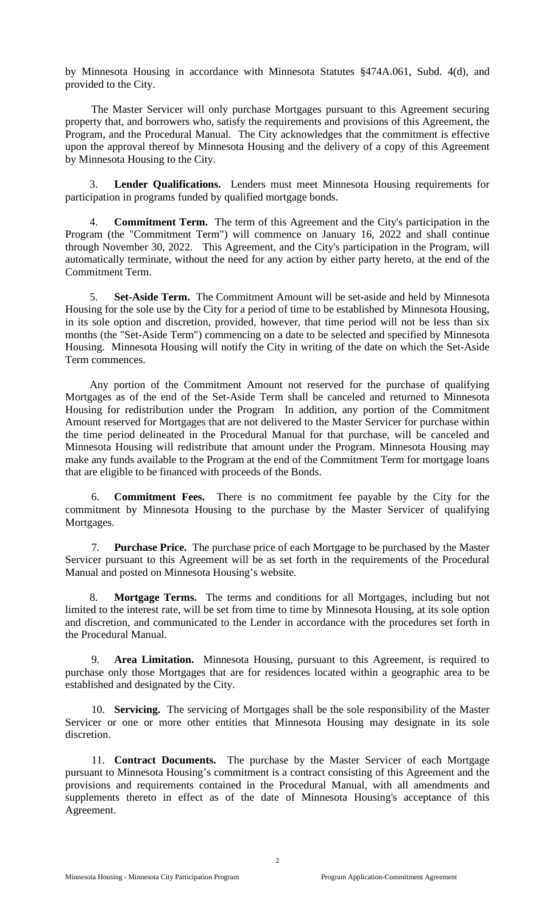by Minnesota Housing in accordance with Minnesota Statutes §474A.061, Subd. 4(d), and provided to the City.

The Master Servicer will only purchase Mortgages pursuant to this Agreement securing property that, and borrowers who, satisfy the requirements and provisions of this Agreement, the Program, and the Procedural Manual. The City acknowledges that the commitment is effective upon the approval thereof by Minnesota Housing and the delivery of a copy of this Agreement by Minnesota Housing to the City.

3. **Lender Qualifications.** Lenders must meet Minnesota Housing requirements for participation in programs funded by qualified mortgage bonds.

4. **Commitment Term.** The term of this Agreement and the City's participation in the Program (the "Commitment Term") will commence on January 16, 2022 and shall continue through November 30, 2022. This Agreement, and the City's participation in the Program, will automatically terminate, without the need for any action by either party hereto, at the end of the Commitment Term.

5. **Set-Aside Term.** The Commitment Amount will be set-aside and held by Minnesota Housing for the sole use by the City for a period of time to be established by Minnesota Housing, in its sole option and discretion, provided, however, that time period will not be less than six months (the "Set-Aside Term") commencing on a date to be selected and specified by Minnesota Housing. Minnesota Housing will notify the City in writing of the date on which the Set-Aside Term commences.

Any portion of the Commitment Amount not reserved for the purchase of qualifying Mortgages as of the end of the Set-Aside Term shall be canceled and returned to Minnesota Housing for redistribution under the Program In addition, any portion of the Commitment Amount reserved for Mortgages that are not delivered to the Master Servicer for purchase within the time period delineated in the Procedural Manual for that purchase, will be canceled and Minnesota Housing will redistribute that amount under the Program. Minnesota Housing may make any funds available to the Program at the end of the Commitment Term for mortgage loans that are eligible to be financed with proceeds of the Bonds.

6. **Commitment Fees.** There is no commitment fee payable by the City for the commitment by Minnesota Housing to the purchase by the Master Servicer of qualifying Mortgages.

7. **Purchase Price.** The purchase price of each Mortgage to be purchased by the Master Servicer pursuant to this Agreement will be as set forth in the requirements of the Procedural Manual and posted on Minnesota Housing's website.

8. **Mortgage Terms.** The terms and conditions for all Mortgages, including but not limited to the interest rate, will be set from time to time by Minnesota Housing, at its sole option and discretion, and communicated to the Lender in accordance with the procedures set forth in the Procedural Manual.

9. **Area Limitation.** Minnesota Housing, pursuant to this Agreement, is required to purchase only those Mortgages that are for residences located within a geographic area to be established and designated by the City.

10. **Servicing.** The servicing of Mortgages shall be the sole responsibility of the Master Servicer or one or more other entities that Minnesota Housing may designate in its sole discretion.

11. **Contract Documents.** The purchase by the Master Servicer of each Mortgage pursuant to Minnesota Housing's commitment is a contract consisting of this Agreement and the provisions and requirements contained in the Procedural Manual, with all amendments and supplements thereto in effect as of the date of Minnesota Housing's acceptance of this Agreement.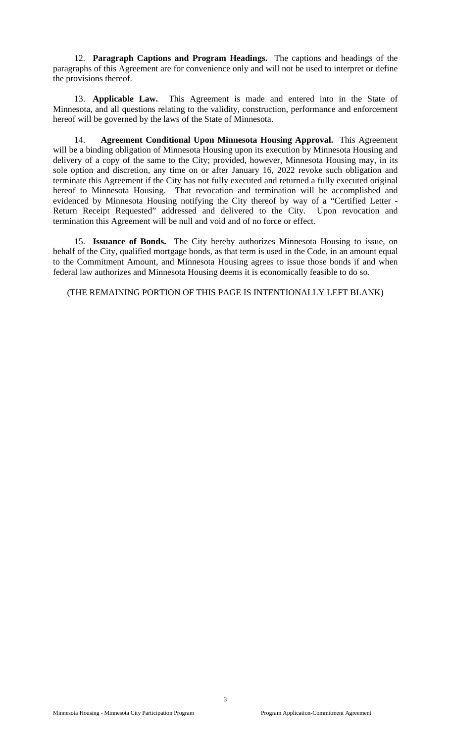12. **Paragraph Captions and Program Headings.** The captions and headings of the paragraphs of this Agreement are for convenience only and will not be used to interpret or define the provisions thereof.

13. **Applicable Law.** This Agreement is made and entered into in the State of Minnesota, and all questions relating to the validity, construction, performance and enforcement hereof will be governed by the laws of the State of Minnesota.

14. **Agreement Conditional Upon Minnesota Housing Approval.** This Agreement will be a binding obligation of Minnesota Housing upon its execution by Minnesota Housing and delivery of a copy of the same to the City; provided, however, Minnesota Housing may, in its sole option and discretion, any time on or after January 16, 2022 revoke such obligation and terminate this Agreement if the City has not fully executed and returned a fully executed original hereof to Minnesota Housing. That revocation and termination will be accomplished and evidenced by Minnesota Housing notifying the City thereof by way of a "Certified Letter - Return Receipt Requested" addressed and delivered to the City. Upon revocation and termination this Agreement will be null and void and of no force or effect.

15. **Issuance of Bonds.** The City hereby authorizes Minnesota Housing to issue, on behalf of the City, qualified mortgage bonds, as that term is used in the Code, in an amount equal to the Commitment Amount, and Minnesota Housing agrees to issue those bonds if and when federal law authorizes and Minnesota Housing deems it is economically feasible to do so.

(THE REMAINING PORTION OF THIS PAGE IS INTENTIONALLY LEFT BLANK)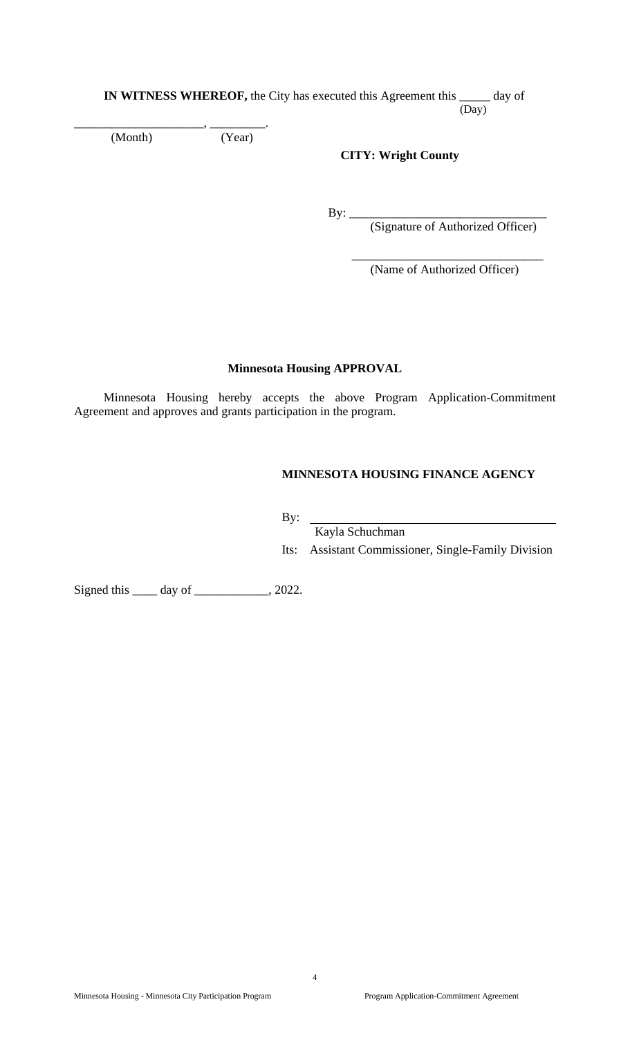**IN WITNESS WHEREOF,** the City has executed this Agreement this _____ day of
(Day)

_____________________, _________.
(Month) (Year)

**CITY: Wright County**

By: ________________________________
(Signature of Authorized Officer)

________________________________
(Name of Authorized Officer)

**Minnesota Housing APPROVAL**

Minnesota Housing hereby accepts the above Program Application-Commitment Agreement and approves and grants participation in the program.

**MINNESOTA HOUSING FINANCE AGENCY**

By: ________________________________
Kayla Schuchman

Its: Assistant Commissioner, Single-Family Division

Signed this ____ day of ____________, 2022.